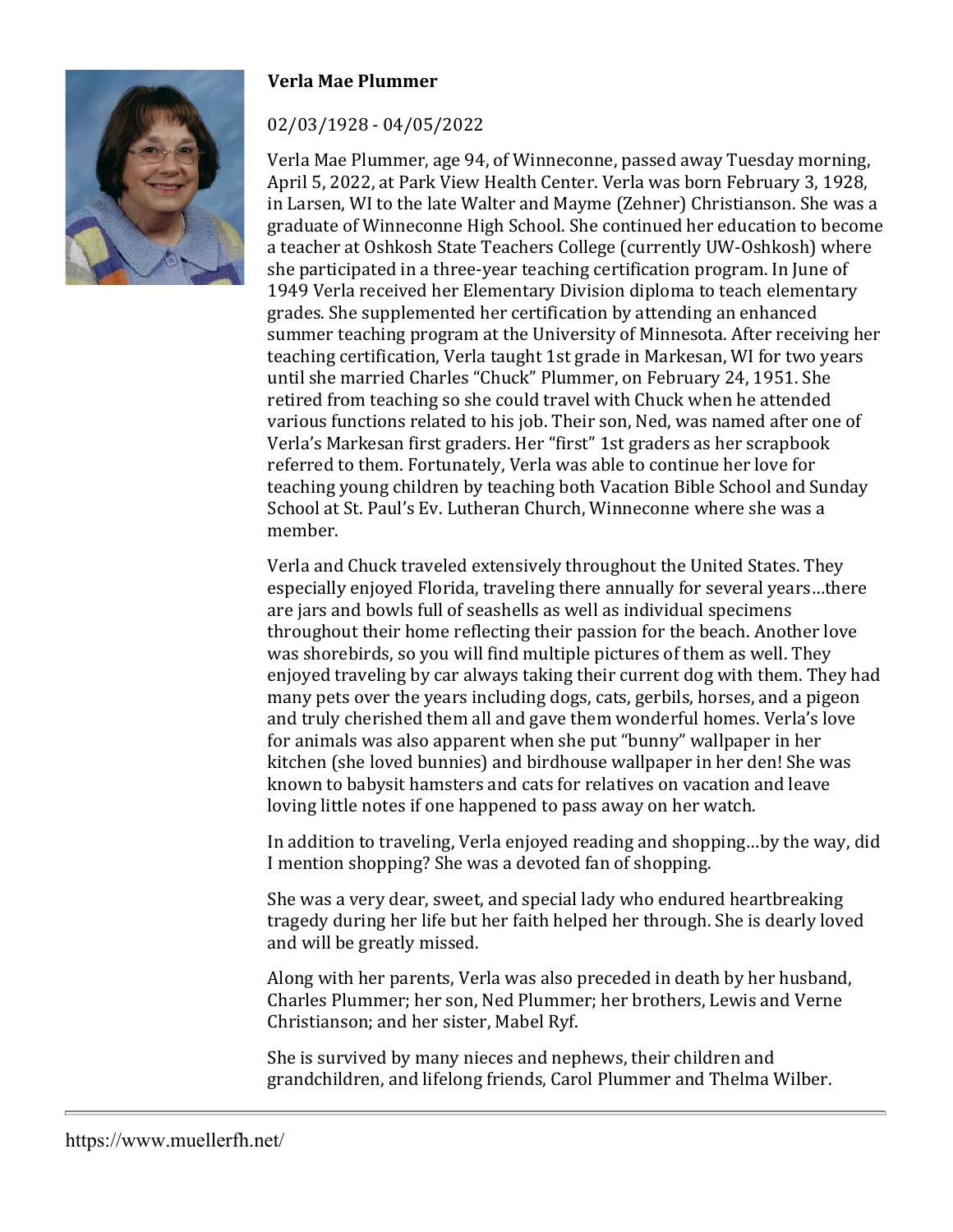**Verla Mae Plummer**

02/03/1928 - 04/05/2022

Verla Mae Plummer, age 94, of Winneconne, passed away Tuesday morning, April 5, 2022, at Park View Health Center. Verla was born February 3, 1928, in Larsen, WI to the late Walter and Mayme (Zehner) Christianson. She was a graduate of Winneconne High School. She continued her education to become a teacher at Oshkosh State Teachers College (currently UW-Oshkosh) where she participated in a three-year teaching certification program. In June of 1949 Verla received her Elementary Division diploma to teach elementary grades. She supplemented her certification by attending an enhanced summer teaching program at the University of Minnesota. After receiving her teaching certification, Verla taught 1st grade in Markesan, WI for two years until she married Charles "Chuck" Plummer, on February 24, 1951. She retired from teaching so she could travel with Chuck when he attended various functions related to his job. Their son, Ned, was named after one of Verla's Markesan first graders. Her "first" 1st graders as her scrapbook referred to them. Fortunately, Verla was able to continue her love for teaching young children by teaching both Vacation Bible School and Sunday School at St. Paul's Ev. Lutheran Church, Winneconne where she was a member.

Verla and Chuck traveled extensively throughout the United States. They especially enjoyed Florida, traveling there annually for several years…there are jars and bowls full of seashells as well as individual specimens throughout their home reflecting their passion for the beach. Another love was shorebirds, so you will find multiple pictures of them as well. They enjoyed traveling by car always taking their current dog with them. They had many pets over the years including dogs, cats, gerbils, horses, and a pigeon and truly cherished them all and gave them wonderful homes. Verla's love for animals was also apparent when she put "bunny" wallpaper in her kitchen (she loved bunnies) and birdhouse wallpaper in her den! She was known to babysit hamsters and cats for relatives on vacation and leave loving little notes if one happened to pass away on her watch.

In addition to traveling, Verla enjoyed reading and shopping…by the way, did I mention shopping? She was a devoted fan of shopping.

She was a very dear, sweet, and special lady who endured heartbreaking tragedy during her life but her faith helped her through. She is dearly loved and will be greatly missed.

Along with her parents, Verla was also preceded in death by her husband, Charles Plummer; her son, Ned Plummer; her brothers, Lewis and Verne Christianson; and her sister, Mabel Ryf.

She is survived by many nieces and nephews, their children and grandchildren, and lifelong friends, Carol Plummer and Thelma Wilber.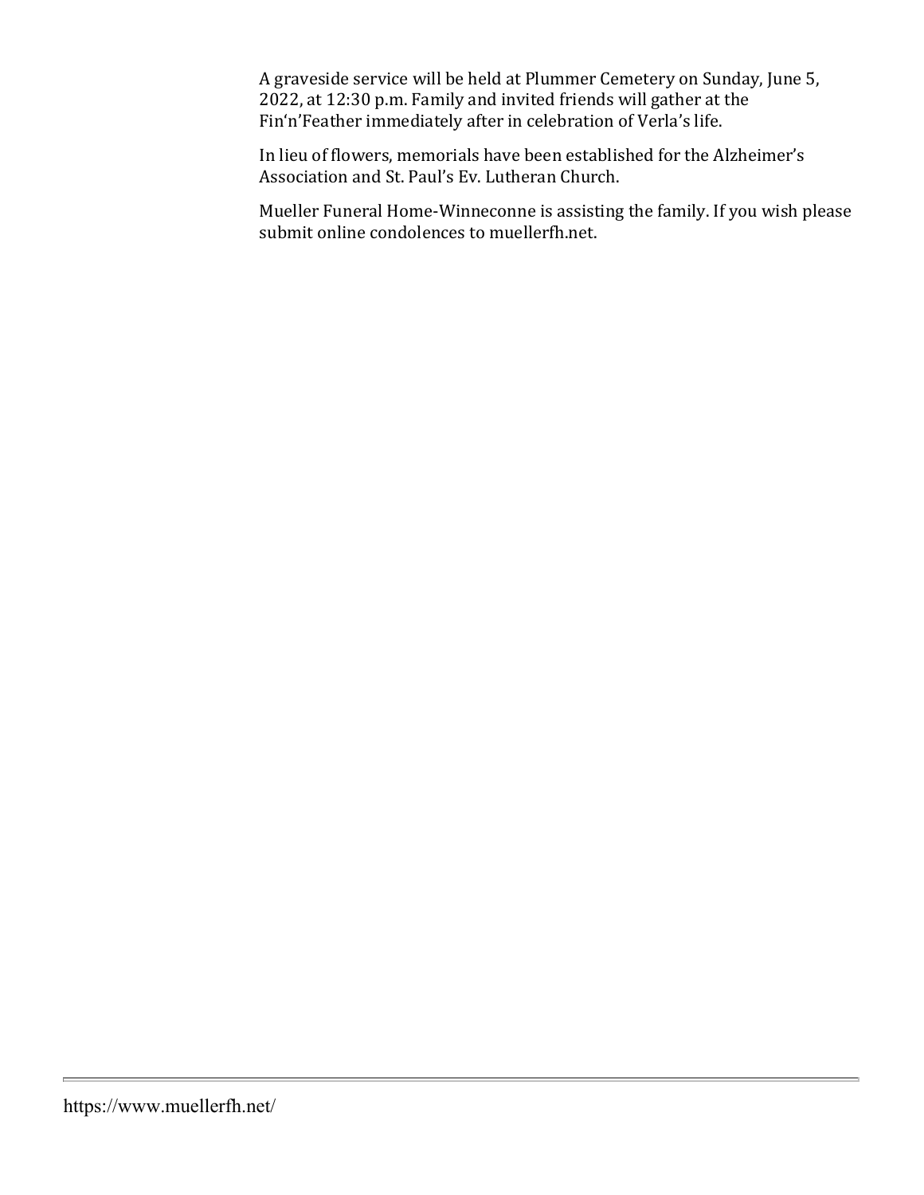A graveside service will be held at Plummer Cemetery on Sunday, June 5, 2022, at 12:30 p.m. Family and invited friends will gather at the Fin'n'Feather immediately after in celebration of Verla's life.

In lieu of flowers, memorials have been established for the Alzheimer's Association and St. Paul's Ev. Lutheran Church.

Mueller Funeral Home-Winneconne is assisting the family. If you wish please submit online condolences to muellerfh.net.